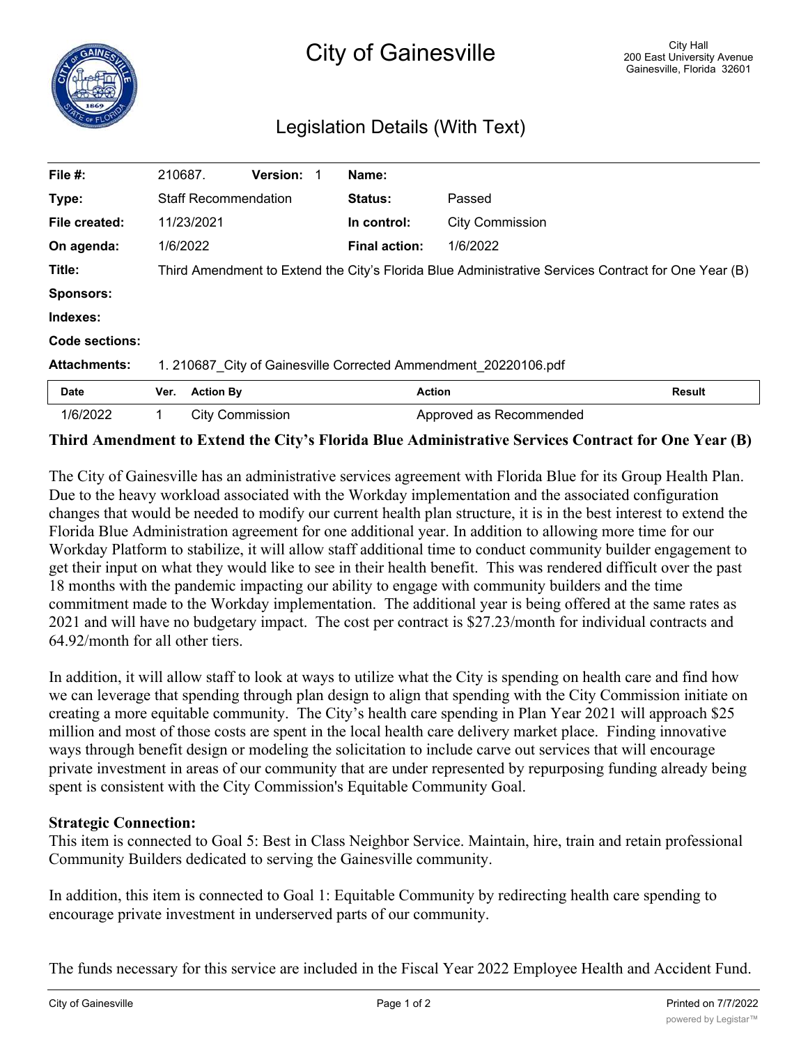# City of Gainesville

City Hall
200 East University Avenue
Gainesville, Florida 32601

## Legislation Details (With Text)

| | | | |
|---|---|---|---|
| **File #:** | 210687. **Version:** 1 | **Name:** | |
| **Type:** | Staff Recommendation | **Status:** | Passed |
| **File created:** | 11/23/2021 | **In control:** | City Commission |
| **On agenda:** | 1/6/2022 | **Final action:** | 1/6/2022 |
| **Title:** | Third Amendment to Extend the City's Florida Blue Administrative Services Contract for One Year (B) | | |
| **Sponsors:** | | | |
| **Indexes:** | | | |
| **Code sections:** | | | |
| **Attachments:** | 1. 210687_City of Gainesville Corrected Ammendment_20220106.pdf | | |

| Date | Ver. | Action By | Action | Result |
|---|---|---|---|---|
| 1/6/2022 | 1 | City Commission | Approved as Recommended | |

**Third Amendment to Extend the City's Florida Blue Administrative Services Contract for One Year (B)**

The City of Gainesville has an administrative services agreement with Florida Blue for its Group Health Plan. Due to the heavy workload associated with the Workday implementation and the associated configuration changes that would be needed to modify our current health plan structure, it is in the best interest to extend the Florida Blue Administration agreement for one additional year. In addition to allowing more time for our Workday Platform to stabilize, it will allow staff additional time to conduct community builder engagement to get their input on what they would like to see in their health benefit. This was rendered difficult over the past 18 months with the pandemic impacting our ability to engage with community builders and the time commitment made to the Workday implementation. The additional year is being offered at the same rates as 2021 and will have no budgetary impact. The cost per contract is $27.23/month for individual contracts and 64.92/month for all other tiers.

In addition, it will allow staff to look at ways to utilize what the City is spending on health care and find how we can leverage that spending through plan design to align that spending with the City Commission initiate on creating a more equitable community. The City's health care spending in Plan Year 2021 will approach $25 million and most of those costs are spent in the local health care delivery market place. Finding innovative ways through benefit design or modeling the solicitation to include carve out services that will encourage private investment in areas of our community that are under represented by repurposing funding already being spent is consistent with the City Commission's Equitable Community Goal.

**Strategic Connection:**
This item is connected to Goal 5: Best in Class Neighbor Service. Maintain, hire, train and retain professional Community Builders dedicated to serving the Gainesville community.

In addition, this item is connected to Goal 1: Equitable Community by redirecting health care spending to encourage private investment in underserved parts of our community.

The funds necessary for this service are included in the Fiscal Year 2022 Employee Health and Accident Fund.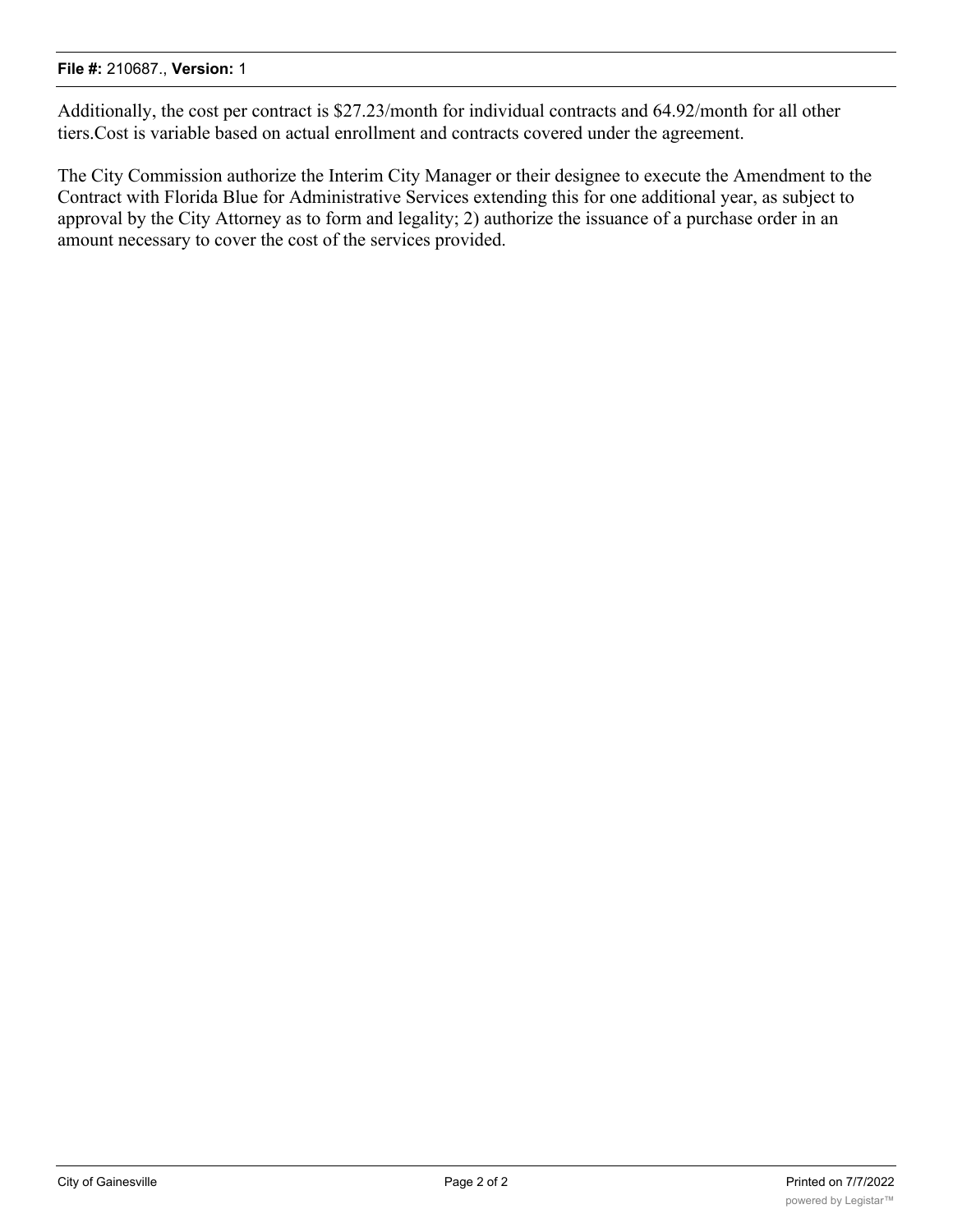Additionally, the cost per contract is $27.23/month for individual contracts and 64.92/month for all other tiers.Cost is variable based on actual enrollment and contracts covered under the agreement.

The City Commission authorize the Interim City Manager or their designee to execute the Amendment to the Contract with Florida Blue for Administrative Services extending this for one additional year, as subject to approval by the City Attorney as to form and legality; 2) authorize the issuance of a purchase order in an amount necessary to cover the cost of the services provided.